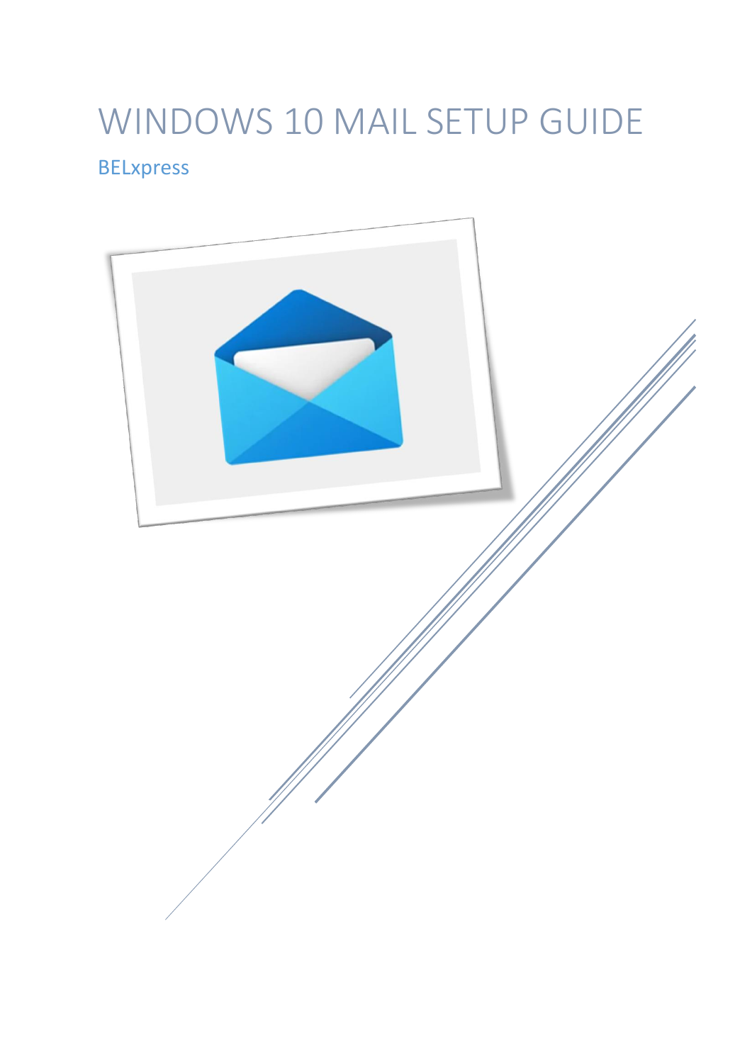# WINDOWS 10 MAIL SETUP GUIDE

BELxpress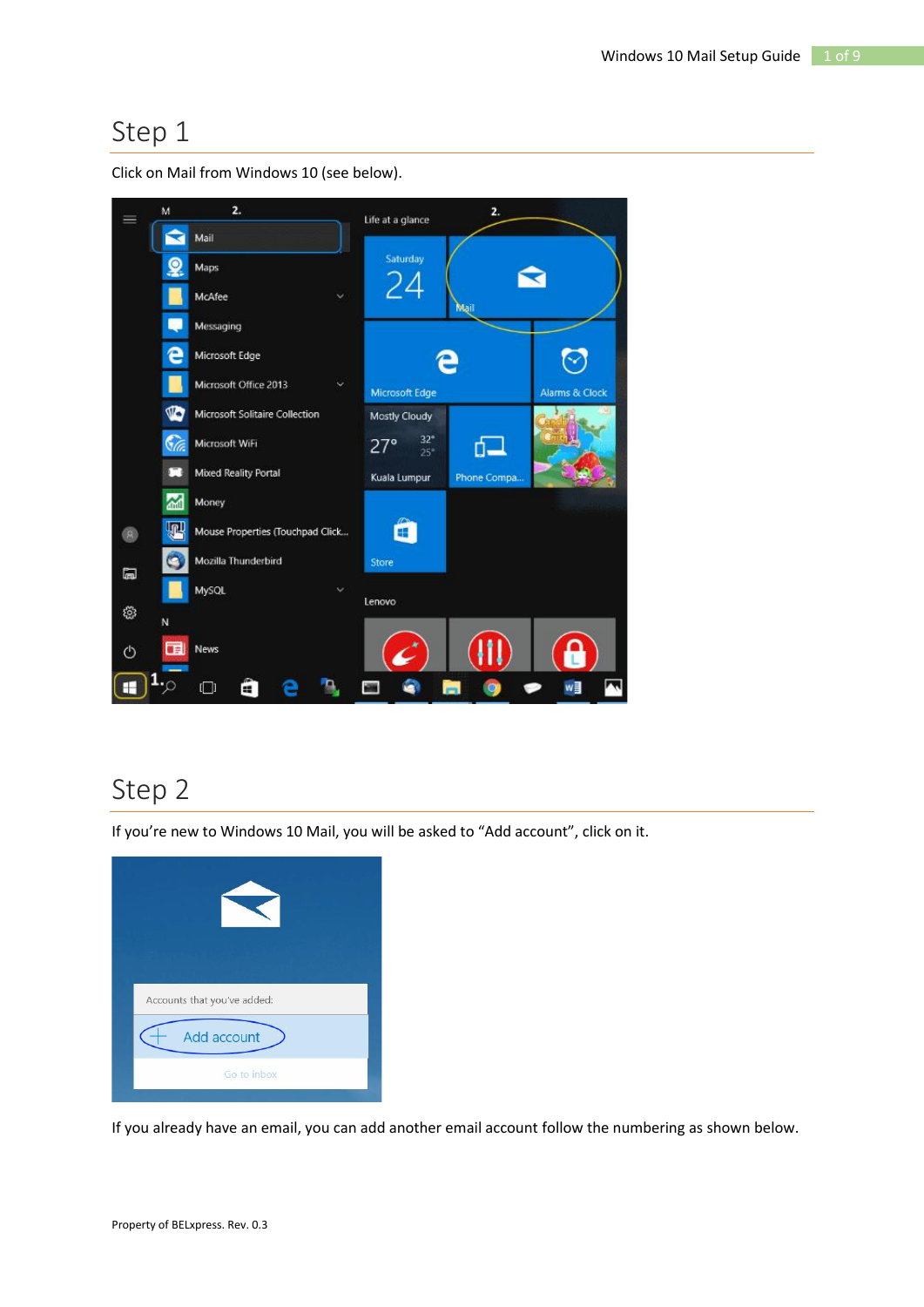# Step 1

Click on Mail from Windows 10 (see below).

# Step 2

If you're new to Windows 10 Mail, you will be asked to "Add account", click on it.

If you already have an email, you can add another email account follow the numbering as shown below.

Property of BELxpress. Rev. 0.3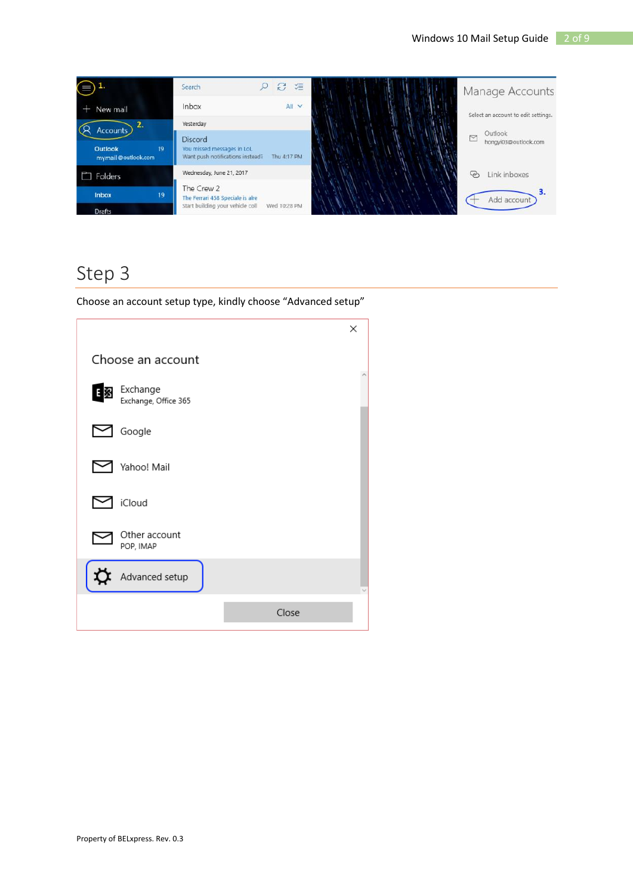## Step 3

Choose an account setup type, kindly choose "Advanced setup"

Footer: Property of BELxpress. Rev. 0.3

## Step 3

Choose an account setup type, kindly choose "Advanced setup"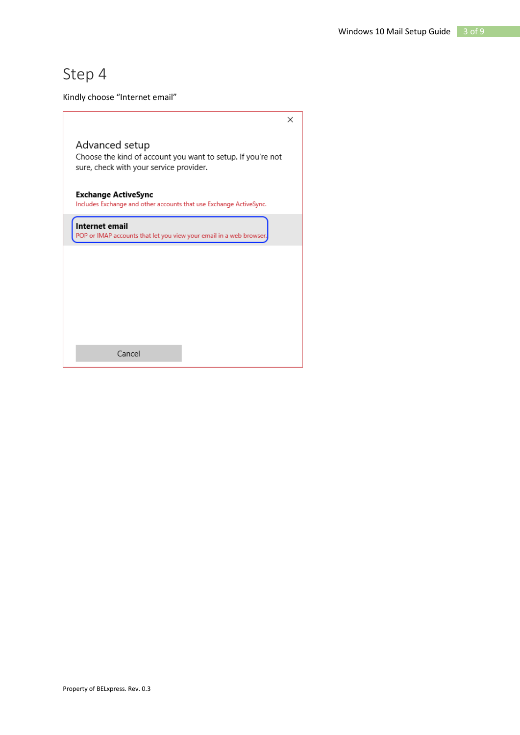# Step 4

Kindly choose "Internet email"

×

Advanced setup

Choose the kind of account you want to setup. If you're not sure, check with your service provider.

**Exchange ActiveSync**

Includes Exchange and other accounts that use Exchange ActiveSync.

**Internet email**

POP or IMAP accounts that let you view your email in a web browser.

Cancel

Property of BELxpress. Rev. 0.3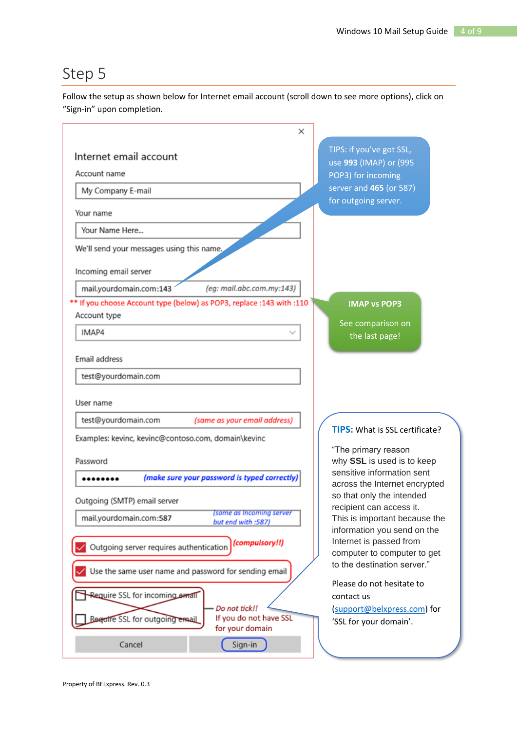# Step 5

Follow the setup as shown below for Internet email account (scroll down to see more options), click on "Sign-in" upon completion.

Internet email account

Account name

My Company E-mail

Your name

Your Name Here...

We'll send your messages using this name.

Incoming email server

mail.yourdomain.com:143 *(eg: mail.abc.com.my:143)*

** If you choose Account type (below) as POP3, replace :143 with :110

Account type

IMAP4

Email address

test@yourdomain.com

User name

test@yourdomain.com *(same as your email address)*

Examples: kevinc, kevinc@contoso.com, domain\kevinc

Password

•••••••• ***(make sure your password is typed correctly)***

Outgoing (SMTP) email server

mail.yourdomain.com:587 *(same as Incoming server but end with :587)*

☑ Outgoing server requires authentication ***(compulsory!!)***

☑ Use the same user name and password for sending email

☐ Require SSL for incoming email

☐ Require SSL for outgoing email

*Do not tick!!* If you do not have SSL for your domain

Cancel | Sign-in

TIPS: if you've got SSL, use **993** (IMAP) or (995 POP3) for incoming server and **465** (or 587) for outgoing server.

**IMAP vs POP3**

See comparison on the last page!

**TIPS:** What is SSL certificate?

"The primary reason why **SSL** is used is to keep sensitive information sent across the Internet encrypted so that only the intended recipient can access it. This is important because the information you send on the Internet is passed from computer to computer to get to the destination server."

Please do not hesitate to contact us (support@belxpress.com) for 'SSL for your domain'.

Property of BELxpress. Rev. 0.3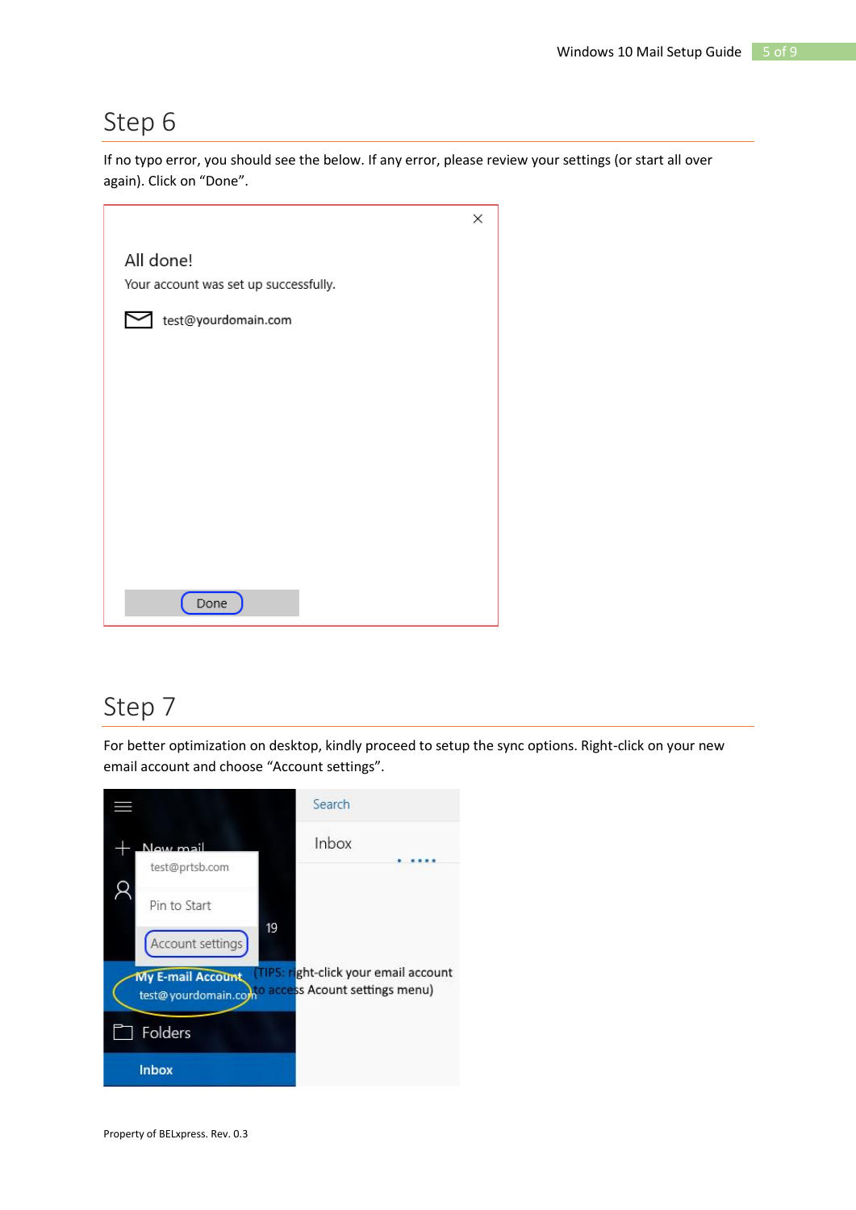# Step 6

If no typo error, you should see the below. If any error, please review your settings (or start all over again). Click on "Done".

# Step 7

For better optimization on desktop, kindly proceed to setup the sync options. Right-click on your new email account and choose "Account settings".

Property of BELxpress. Rev. 0.3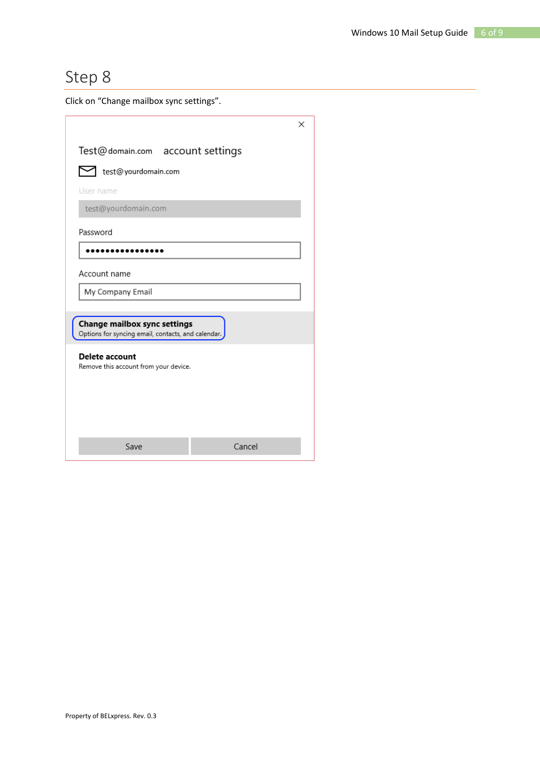## Step 8

Click on “Change mailbox sync settings”.

Test@domain.com account settings

test@yourdomain.com

User name

test@yourdomain.com

Password

●●●●●●●●●●●●●●●

Account name

My Company Email

**Change mailbox sync settings**
Options for syncing email, contacts, and calendar.

**Delete account**
Remove this account from your device.

Save | Cancel

Property of BELxpress. Rev. 0.3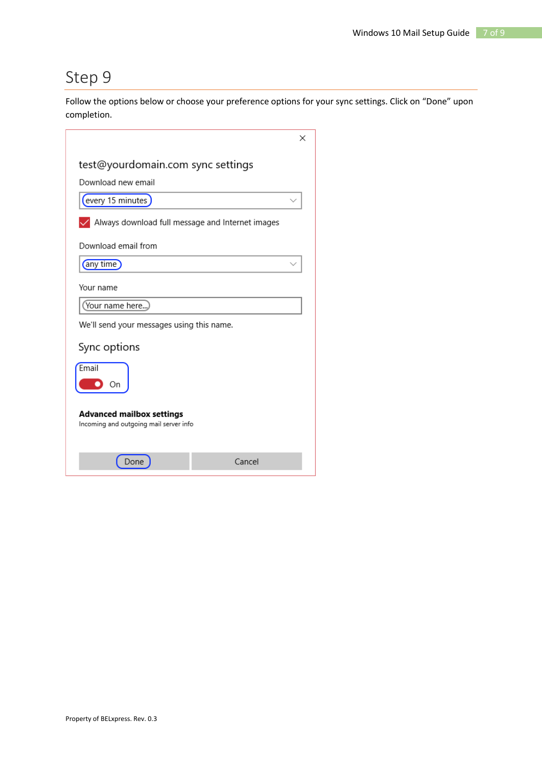## Step 9

Follow the options below or choose your preference options for your sync settings. Click on "Done" upon completion.

test@yourdomain.com sync settings

Download new email

every 15 minutes

Always download full message and Internet images

Download email from

any time

Your name

Your name here...

We'll send your messages using this name.

Sync options

Email

On

**Advanced mailbox settings**

Incoming and outgoing mail server info

Done

Cancel

Property of BELxpress. Rev. 0.3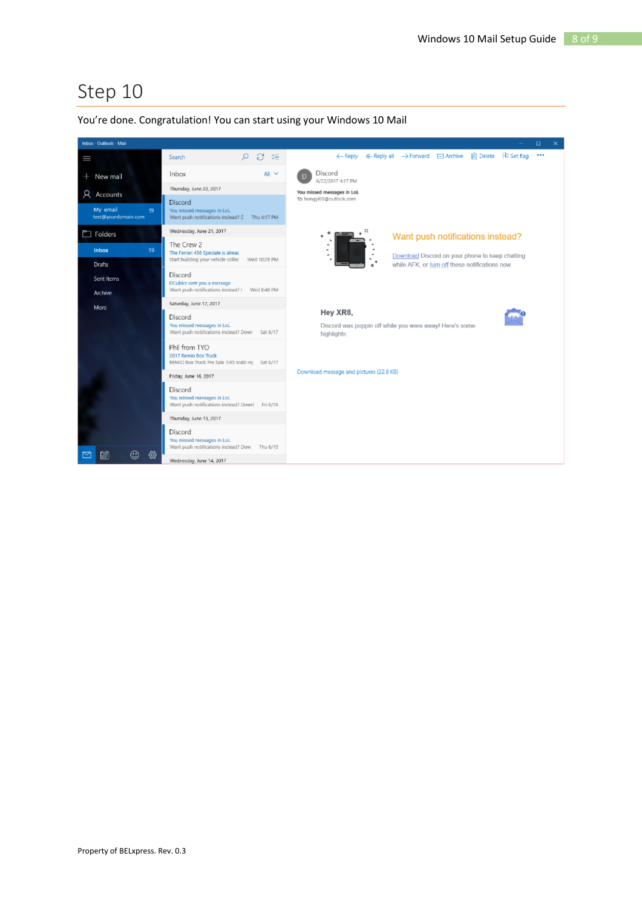# Step 10

You're done. Congratulation! You can start using your Windows 10 Mail

Property of BELxpress. Rev. 0.3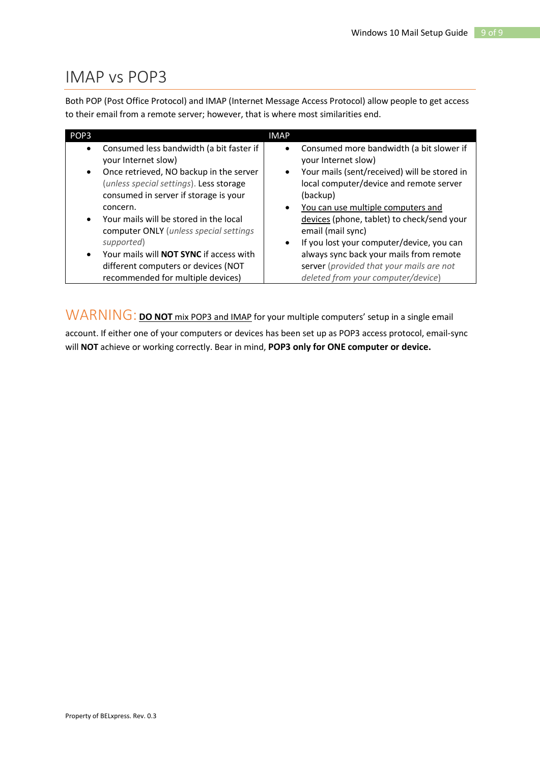# IMAP vs POP3

Both POP (Post Office Protocol) and IMAP (Internet Message Access Protocol) allow people to get access to their email from a remote server; however, that is where most similarities end.

| POP3 | IMAP |
| --- | --- |
| • Consumed less bandwidth (a bit faster if your Internet slow)<br>• Once retrieved, NO backup in the server (*unless special settings*). Less storage consumed in server if storage is your concern.<br>• Your mails will be stored in the local computer ONLY (*unless special settings supported*)<br>• Your mails will **NOT SYNC** if access with different computers or devices (NOT recommended for multiple devices) | • Consumed more bandwidth (a bit slower if your Internet slow)<br>• Your mails (sent/received) will be stored in local computer/device and remote server (backup)<br>• You can use multiple computers and devices (phone, tablet) to check/send your email (mail sync)<br>• If you lost your computer/device, you can always sync back your mails from remote server (*provided that your mails are not deleted from your computer/device*) |

WARNING: **DO NOT** mix POP3 and IMAP for your multiple computers' setup in a single email account. If either one of your computers or devices has been set up as POP3 access protocol, email-sync will **NOT** achieve or working correctly. Bear in mind, **POP3 only for ONE computer or device.**

Property of BELxpress. Rev. 0.3